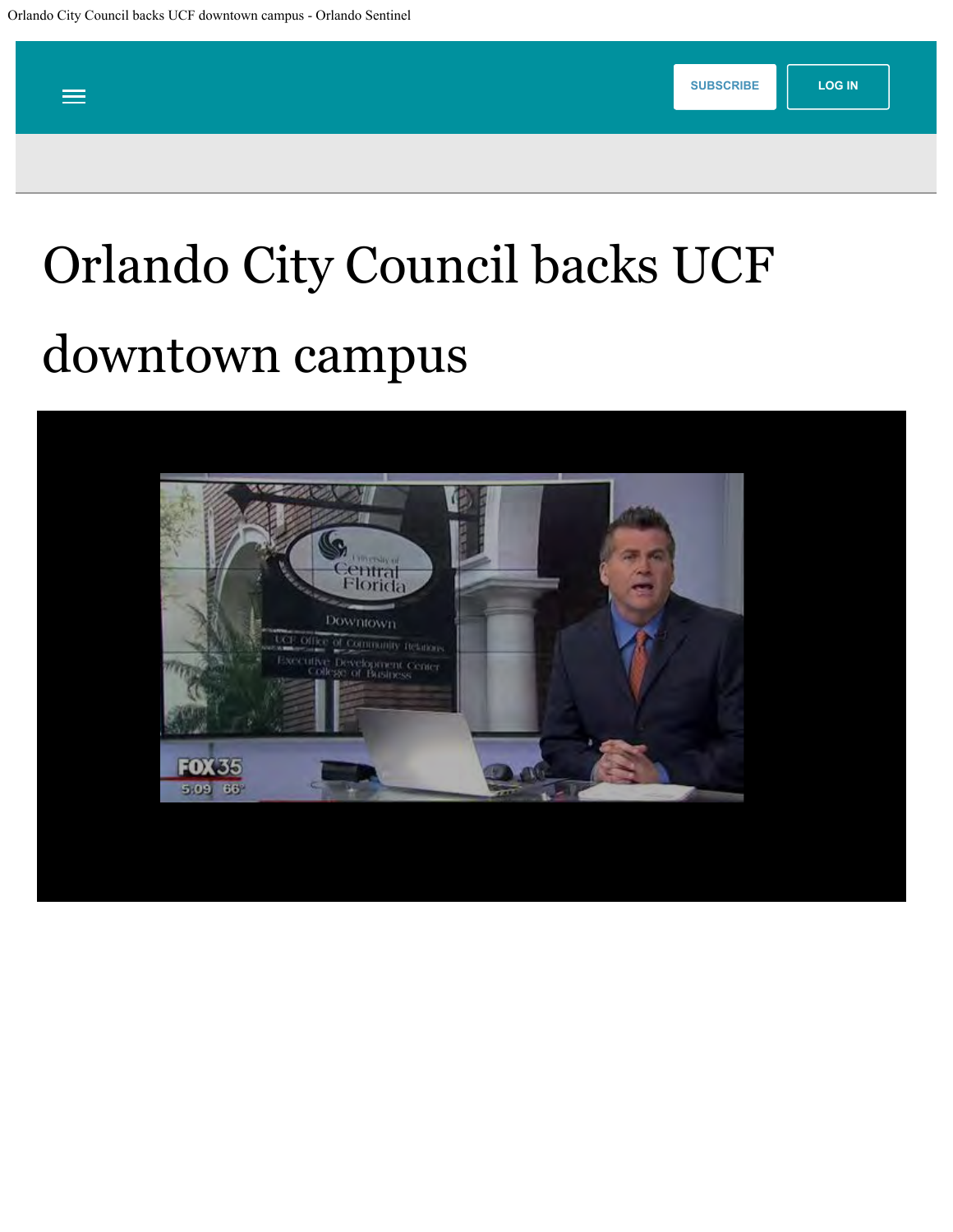# Orlando City Council backs UCF downtown campus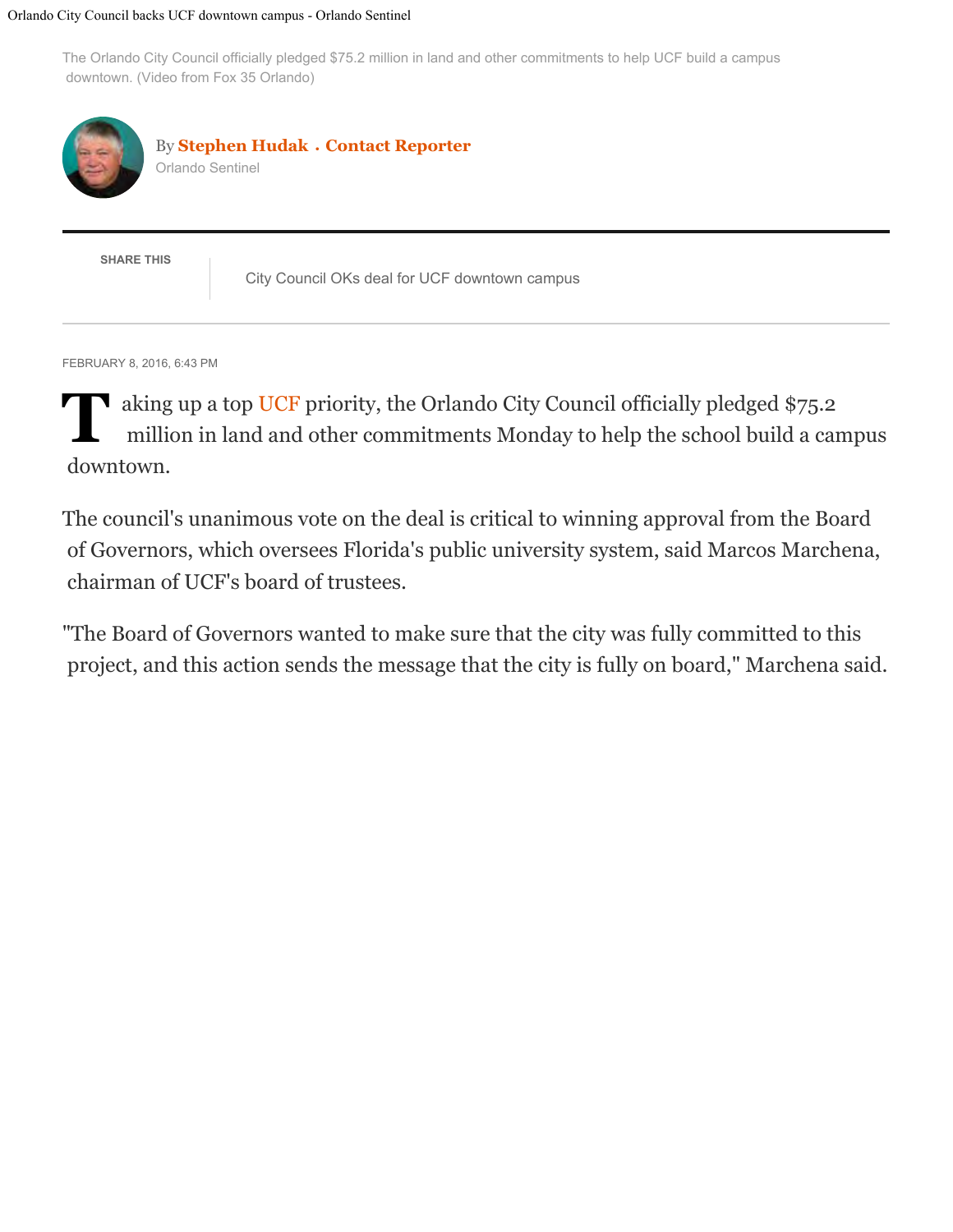The Orlando City Council officially pledged $75.2 million in land and other commitments to help UCF build a campus downtown. (Video from Fox 35 Orlando)

By **Stephen Hudak** . **Contact Reporter**
Orlando Sentinel

SHARE THIS

City Council OKs deal for UCF downtown campus

FEBRUARY 8, 2016, 6:43 PM

Taking up a top UCF priority, the Orlando City Council officially pledged $75.2 million in land and other commitments Monday to help the school build a campus downtown.

The council's unanimous vote on the deal is critical to winning approval from the Board of Governors, which oversees Florida's public university system, said Marcos Marchena, chairman of UCF's board of trustees.

"The Board of Governors wanted to make sure that the city was fully committed to this project, and this action sends the message that the city is fully on board," Marchena said.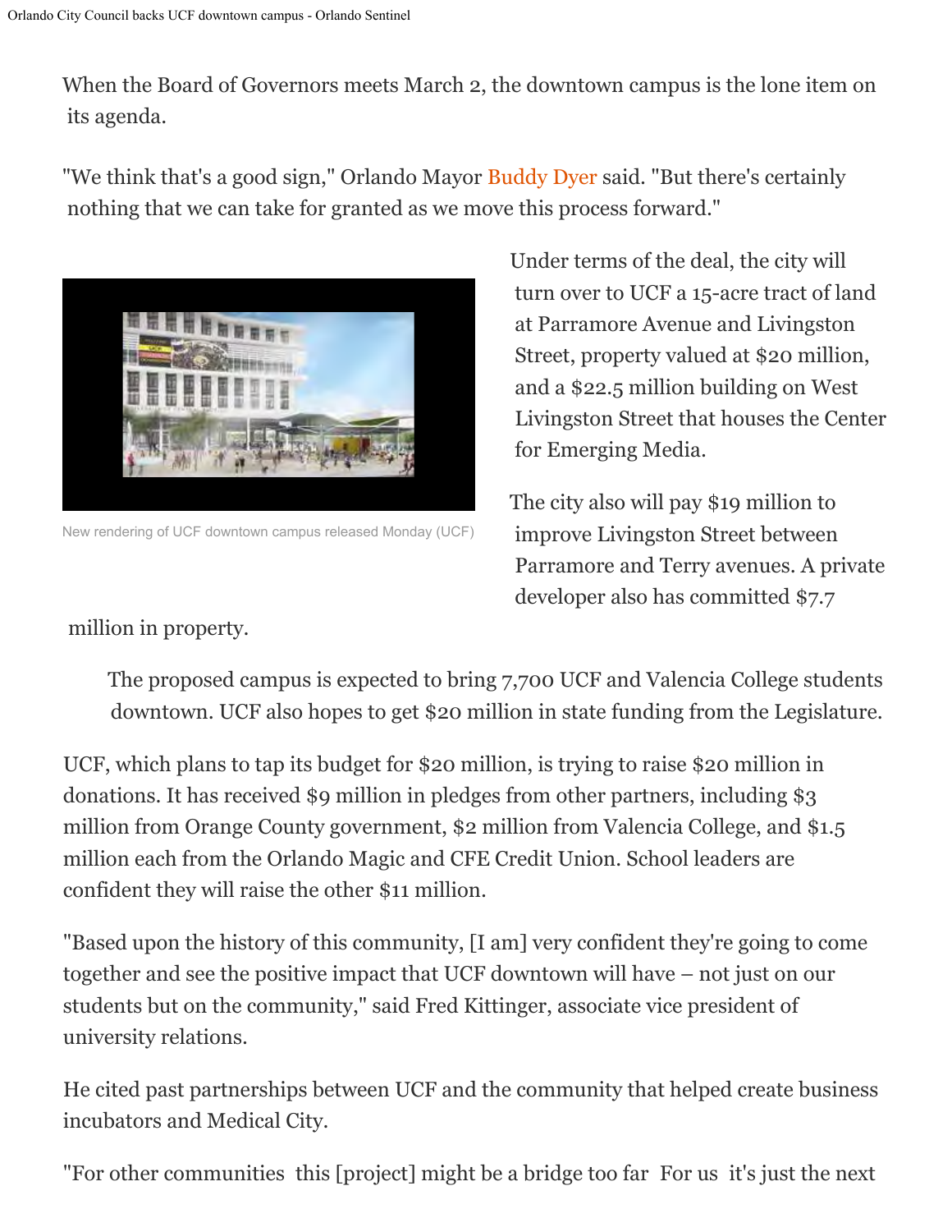When the Board of Governors meets March 2, the downtown campus is the lone item on its agenda.

"We think that's a good sign," Orlando Mayor Buddy Dyer said. "But there's certainly nothing that we can take for granted as we move this process forward."

New rendering of UCF downtown campus released Monday (UCF)

Under terms of the deal, the city will turn over to UCF a 15-acre tract of land at Parramore Avenue and Livingston Street, property valued at $20 million, and a $22.5 million building on West Livingston Street that houses the Center for Emerging Media.

The city also will pay $19 million to improve Livingston Street between Parramore and Terry avenues. A private developer also has committed $7.7 million in property.

The proposed campus is expected to bring 7,700 UCF and Valencia College students downtown. UCF also hopes to get $20 million in state funding from the Legislature.

UCF, which plans to tap its budget for $20 million, is trying to raise $20 million in donations. It has received $9 million in pledges from other partners, including $3 million from Orange County government, $2 million from Valencia College, and $1.5 million each from the Orlando Magic and CFE Credit Union. School leaders are confident they will raise the other $11 million.

"Based upon the history of this community, [I am] very confident they're going to come together and see the positive impact that UCF downtown will have – not just on our students but on the community," said Fred Kittinger, associate vice president of university relations.

He cited past partnerships between UCF and the community that helped create business incubators and Medical City.

"For other communities this [project] might be a bridge too far For us it's just the next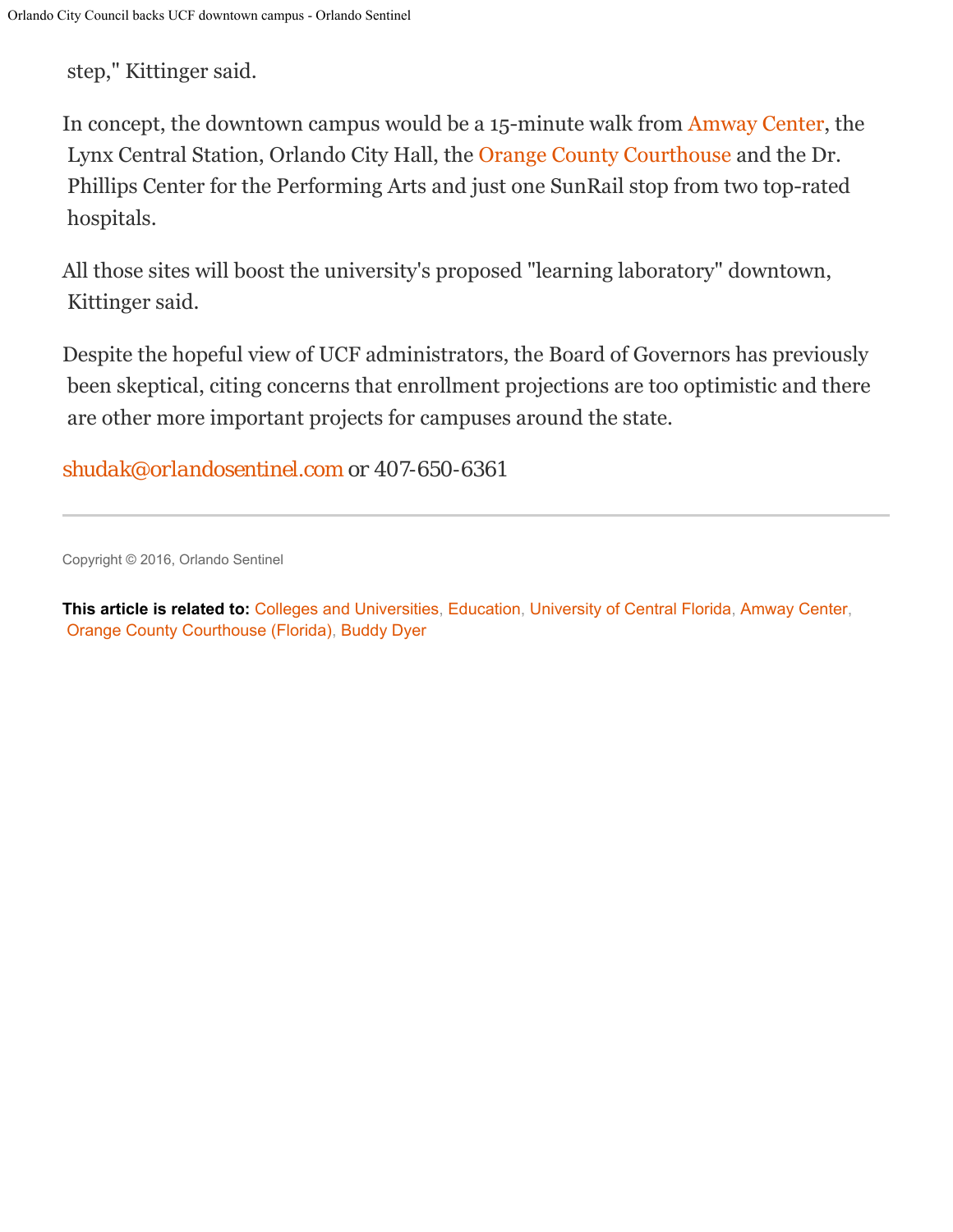step," Kittinger said.

In concept, the downtown campus would be a 15-minute walk from Amway Center, the Lynx Central Station, Orlando City Hall, the Orange County Courthouse and the Dr. Phillips Center for the Performing Arts and just one SunRail stop from two top-rated hospitals.

All those sites will boost the university's proposed "learning laboratory" downtown, Kittinger said.

Despite the hopeful view of UCF administrators, the Board of Governors has previously been skeptical, citing concerns that enrollment projections are too optimistic and there are other more important projects for campuses around the state.

shudak@orlandosentinel.com or 407-650-6361

---

Copyright © 2016, Orlando Sentinel

**This article is related to:** Colleges and Universities, Education, University of Central Florida, Amway Center, Orange County Courthouse (Florida), Buddy Dyer